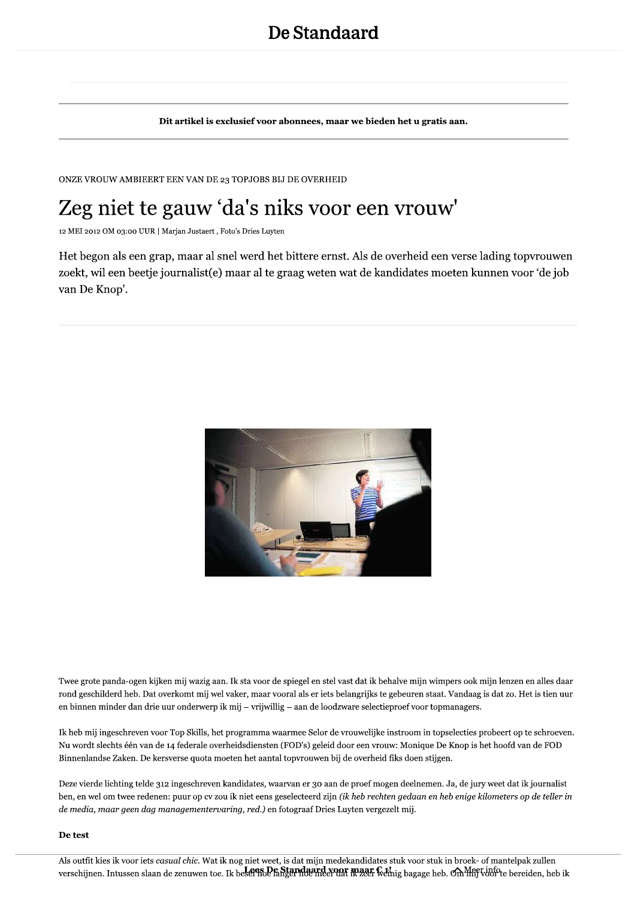# De Standaard

**Dit artikel is exclusief voor abonnees, maar we bieden het u gratis aan.**

ONZE VROUW AMBIEERT EEN VAN DE 23 TOPJOBS BIJ DE OVERHEID

## Zeg niet te gauw 'da's niks voor een vrouw'

12 MEI 2012 OM 03:00 UUR | Marjan Justaert , Foto's Dries Luyten

Het begon als een grap, maar al snel werd het bittere ernst. Als de overheid een verse lading topvrouwen zoekt, wil een beetje journalist(e) maar al te graag weten wat de kandidates moeten kunnen voor 'de job van De Knop'.

Twee grote panda-ogen kijken mij wazig aan. Ik sta voor de spiegel en stel vast dat ik behalve mijn wimpers ook mijn lenzen en alles daar rond geschilderd heb. Dat overkomt mij wel vaker, maar vooral als er iets belangrijks te gebeuren staat. Vandaag is dat zo. Het is tien uur en binnen minder dan drie uur onderwerp ik mij – vrijwillig – aan de loodzware selectieproef voor topmanagers.

Ik heb mij ingeschreven voor Top Skills, het programma waarmee Selor de vrouwelijke instroom in topselecties probeert op te schroeven. Nu wordt slechts één van de 14 federale overheidsdiensten (FOD's) geleid door een vrouw: Monique De Knop is het hoofd van de FOD Binnenlandse Zaken. De kersverse quota moeten het aantal topvrouwen bij de overheid fiks doen stijgen.

Deze vierde lichting telde 312 ingeschreven kandidates, waarvan er 30 aan de proef mogen deelnemen. Ja, de jury weet dat ik journalist ben, en wel om twee redenen: puur op cv zou ik niet eens geselecteerd zijn *(ik heb rechten gedaan en heb enige kilometers op de teller in de media, maar geen dag managementervaring, red.)* en fotograaf Dries Luyten vergezelt mij.

**De test**

Als outfit kies ik voor iets *casual chic*. Wat ik nog niet weet, is dat mijn medekandidates stuk voor stuk in broek- of mantelpak zullen verschijnen. Intussen slaan de zenuwen toe. Ik besef hoe langer hoe meer dat ik zeer weinig bagage heb. Om mij voor te bereiden, heb ik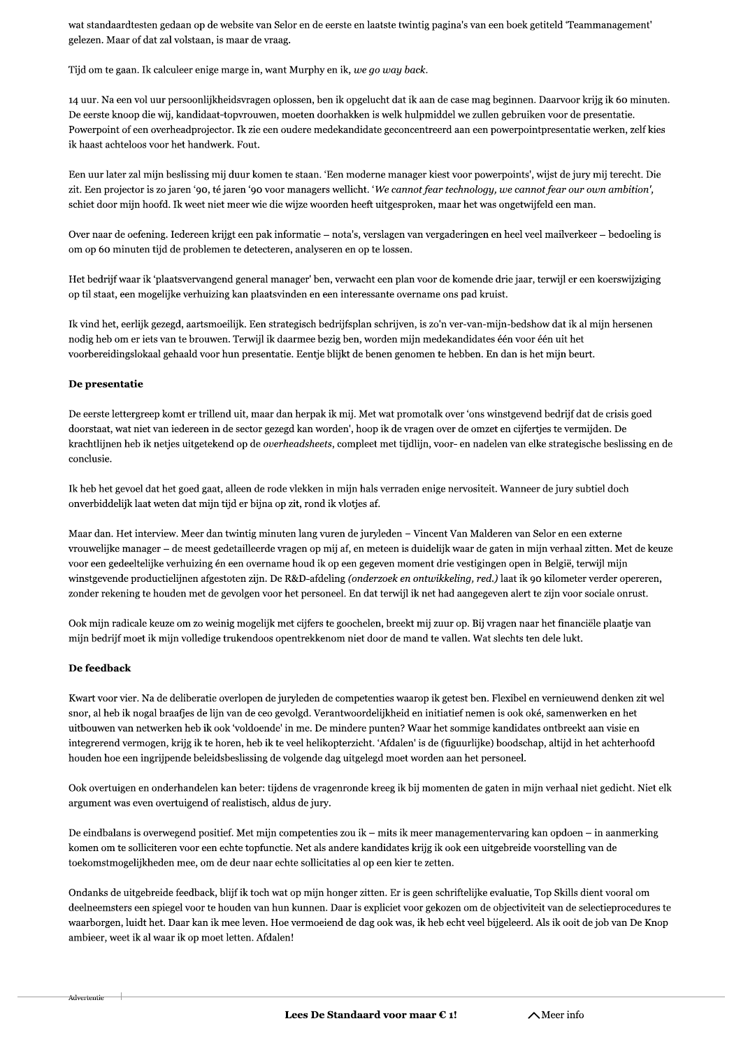wat standaardtesten gedaan op de website van Selor en de eerste en laatste twintig pagina's van een boek getiteld 'Teammanagement' gelezen. Maar of dat zal volstaan, is maar de vraag.

Tijd om te gaan. Ik calculeer enige marge in, want Murphy en ik, *we go way back*.

14 uur. Na een vol uur persoonlijkheidsvragen oplossen, ben ik opgelucht dat ik aan de case mag beginnen. Daarvoor krijg ik 60 minuten. De eerste knoop die wij, kandidaat-topvrouwen, moeten doorhakken is welk hulpmiddel we zullen gebruiken voor de presentatie. Powerpoint of een overheadprojector. Ik zie een oudere medekandidate geconcentreerd aan een powerpointpresentatie werken, zelf kies ik haast achteloos voor het handwerk. Fout.

Een uur later zal mijn beslissing mij duur komen te staan. 'Een moderne manager kiest voor powerpoints', wijst de jury mij terecht. Die zit. Een projector is zo jaren '90, té jaren '90 voor managers wellicht. '*We cannot fear technology, we cannot fear our own ambition'*, schiet door mijn hoofd. Ik weet niet meer wie die wijze woorden heeft uitgesproken, maar het was ongetwijfeld een man.

Over naar de oefening. Iedereen krijgt een pak informatie – nota's, verslagen van vergaderingen en heel veel mailverkeer – bedoeling is om op 60 minuten tijd de problemen te detecteren, analyseren en op te lossen.

Het bedrijf waar ik 'plaatsvervangend general manager' ben, verwacht een plan voor de komende drie jaar, terwijl er een koerswijziging op til staat, een mogelijke verhuizing kan plaatsvinden en een interessante overname ons pad kruist.

Ik vind het, eerlijk gezegd, aartsmoeilijk. Een strategisch bedrijfsplan schrijven, is zo'n ver-van-mijn-bedshow dat ik al mijn hersenen nodig heb om er iets van te brouwen. Terwijl ik daarmee bezig ben, worden mijn medekandidates één voor één uit het voorbereidingslokaal gehaald voor hun presentatie. Eentje blijkt de benen genomen te hebben. En dan is het mijn beurt.

**De presentatie**

De eerste lettergreep komt er trillend uit, maar dan herpak ik mij. Met wat promotalk over 'ons winstgevend bedrijf dat de crisis goed doorstaat, wat niet van iedereen in de sector gezegd kan worden', hoop ik de vragen over de omzet en cijfertjes te vermijden. De krachtlijnen heb ik netjes uitgetekend op de *overheadsheets*, compleet met tijdlijn, voor- en nadelen van elke strategische beslissing en de conclusie.

Ik heb het gevoel dat het goed gaat, alleen de rode vlekken in mijn hals verraden enige nervositeit. Wanneer de jury subtiel doch onverbiddelijk laat weten dat mijn tijd er bijna op zit, rond ik vlotjes af.

Maar dan. Het interview. Meer dan twintig minuten lang vuren de juryleden – Vincent Van Malderen van Selor en een externe vrouwelijke manager – de meest gedetailleerde vragen op mij af, en meteen is duidelijk waar de gaten in mijn verhaal zitten. Met de keuze voor een gedeeltelijke verhuizing én een overname houd ik op een gegeven moment drie vestigingen open in België, terwijl mijn winstgevende productielijnen afgestoten zijn. De R&D-afdeling *(onderzoek en ontwikkeling, red.)* laat ik 90 kilometer verder opereren, zonder rekening te houden met de gevolgen voor het personeel. En dat terwijl ik net had aangegeven alert te zijn voor sociale onrust.

Ook mijn radicale keuze om zo weinig mogelijk met cijfers te goochelen, breekt mij zuur op. Bij vragen naar het financiële plaatje van mijn bedrijf moet ik mijn volledige trukendoos opentrekkenom niet door de mand te vallen. Wat slechts ten dele lukt.

**De feedback**

Kwart voor vier. Na de deliberatie overlopen de juryleden de competenties waarop ik getest ben. Flexibel en vernieuwend denken zit wel snor, al heb ik nogal braafjes de lijn van de ceo gevolgd. Verantwoordelijkheid en initiatief nemen is ook oké, samenwerken en het uitbouwen van netwerken heb ik ook 'voldoende' in me. De mindere punten? Waar het sommige kandidates ontbreekt aan visie en integrerend vermogen, krijg ik te horen, heb ik te veel helikopterzicht. 'Afdalen' is de (figuurlijke) boodschap, altijd in het achterhoofd houden hoe een ingrijpende beleidsbeslissing de volgende dag uitgelegd moet worden aan het personeel.

Ook overtuigen en onderhandelen kan beter: tijdens de vragenronde kreeg ik bij momenten de gaten in mijn verhaal niet gedicht. Niet elk argument was even overtuigend of realistisch, aldus de jury.

De eindbalans is overwegend positief. Met mijn competenties zou ik – mits ik meer managementervaring kan opdoen – in aanmerking komen om te solliciteren voor een echte topfunctie. Net als andere kandidates krijg ik ook een uitgebreide voorstelling van de toekomstmogelijkheden mee, om de deur naar echte sollicitaties al op een kier te zetten.

Ondanks de uitgebreide feedback, blijf ik toch wat op mijn honger zitten. Er is geen schriftelijke evaluatie, Top Skills dient vooral om deelneemsters een spiegel voor te houden van hun kunnen. Daar is expliciet voor gekozen om de objectiviteit van de selectieprocedures te waarborgen, luidt het. Daar kan ik mee leven. Hoe vermoeiend de dag ook was, ik heb echt veel bijgeleerd. Als ik ooit de job van De Knop ambieer, weet ik al waar ik op moet letten. Afdalen!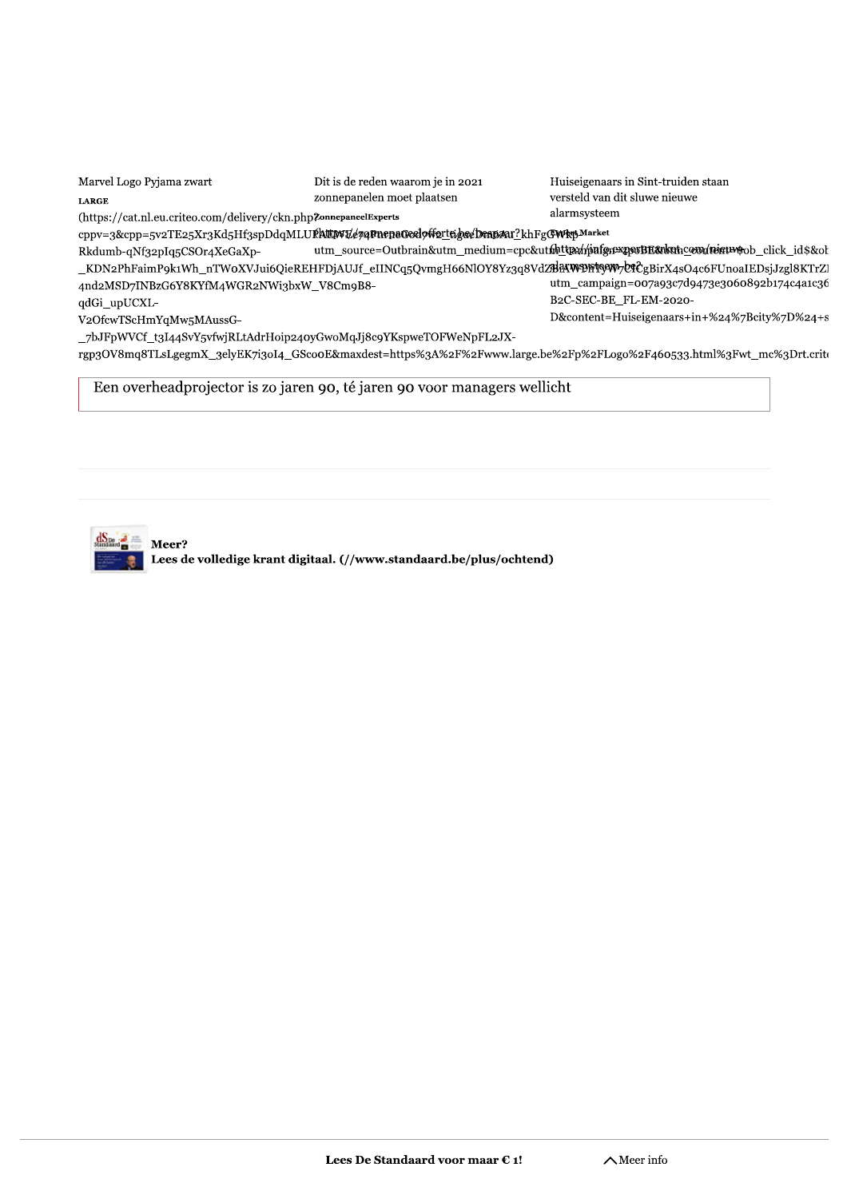Marvel Logo Pyjama zwart

LARGE

(https://cat.nl.eu.criteo.com/delivery/ckn.php?cppv=3&cpp=5v2TE25Xr3Kd5Hf3spDdqMLU...Rkdumb-qNf32pIq5CSOr4XeGaXp-_KDN2PhFaimP9k1Wh_nTWoXVJui6QieREHFDjAUJf_eIINCq5QvmgH66NlOY8Yz3q8VdZ...4nd2MSD7INBzG6Y8KYfM4WGR2NWi3bxW_V8Cm9B8-qdGi_upUCXL-V2OfcwTScHmYqMw5MAussG-_7bJFpWVCf_t3I44SvY5vfwjRLtAdrHoip24oyGwoMqJj8c9YKspweTOFWeNpFL2JX-rgp3OV8mq8TLsLgegmX_3elyEK7i3oI4_GScooE&maxdest=https%3A%2F%2Fwww.large.be%2Fp%2FLogo%2F460533.html%3Fwt_mc%3Drt.crit...)

Dit is de reden waarom je in 2021 zonnepanelen moet plaatsen

ZonnepanelExperts

(https://zonnepaneelofferte.be/bespaar?...utm_source=Outbrain&utm_medium=cpc&utm_campaign=...)

Huiseigenaars in Sint-truiden staan versteld van dit sluwe nieuwe alarmsysteem

Expert Market

(https://info.expertmarket.com/nieuwe-alarmsysteem-be?...utm_campaign=007a93c7d9473e3060892b174c4a1c36...B2C-SEC-BE_FL-EM-2020-D&content=Huiseigenaars+in+%24%7Bcity%7D%24+s...)

Een overheadprojector is zo jaren 90, té jaren 90 voor managers wellicht

**Meer?**
**Lees de volledige krant digitaal. (//www.standaard.be/plus/ochtend)**

**Lees De Standaard voor maar € 1!**

Meer info